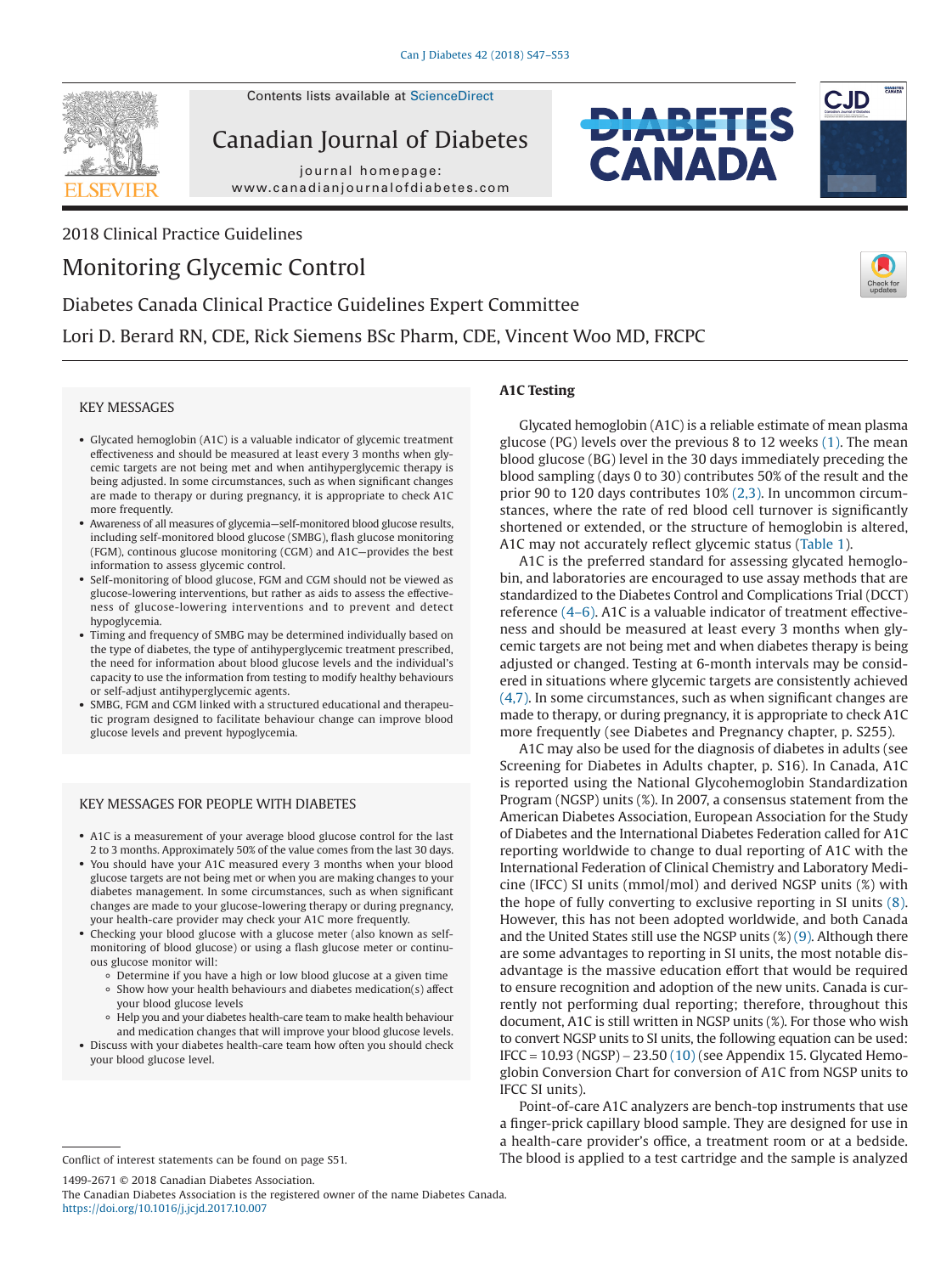Contents lists available at ScienceDirect

Canadian Journal of Diabetes

journal homepage: www.canadianjournalofdiabetes.com

2018 Clinical Practice Guidelines

# Monitoring Glycemic Control

Diabetes Canada Clinical Practice Guidelines Expert Committee

Lori D. Berard RN, CDE, Rick Siemens BSc Pharm, CDE, Vincent Woo MD, FRCPC

## KEY MESSAGES

- Glycated hemoglobin (A1C) is a valuable indicator of glycemic treatment effectiveness and should be measured at least every 3 months when glycemic targets are not being met and when antihyperglycemic therapy is being adjusted. In some circumstances, such as when significant changes are made to therapy or during pregnancy, it is appropriate to check A1C more frequently.
- Awareness of all measures of glycemia—self-monitored blood glucose results, including self-monitored blood glucose (SMBG), flash glucose monitoring (FGM), continous glucose monitoring (CGM) and A1C—provides the best information to assess glycemic control.
- Self-monitoring of blood glucose, FGM and CGM should not be viewed as glucose-lowering interventions, but rather as aids to assess the effectiveness of glucose-lowering interventions and to prevent and detect hypoglycemia.
- Timing and frequency of SMBG may be determined individually based on the type of diabetes, the type of antihyperglycemic treatment prescribed, the need for information about blood glucose levels and the individual's capacity to use the information from testing to modify healthy behaviours or self-adjust antihyperglycemic agents.
- SMBG, FGM and CGM linked with a structured educational and therapeutic program designed to facilitate behaviour change can improve blood glucose levels and prevent hypoglycemia.

## KEY MESSAGES FOR PEOPLE WITH DIABETES

- A1C is a measurement of your average blood glucose control for the last 2 to 3 months. Approximately 50% of the value comes from the last 30 days.
- You should have your A1C measured every 3 months when your blood glucose targets are not being met or when you are making changes to your diabetes management. In some circumstances, such as when significant changes are made to your glucose-lowering therapy or during pregnancy, your health-care provider may check your A1C more frequently.
- Checking your blood glucose with a glucose meter (also known as self-monitoring of blood glucose) or using a flash glucose meter or continuous glucose monitor will:
  - Determine if you have a high or low blood glucose at a given time
  - Show how your health behaviours and diabetes medication(s) affect your blood glucose levels
  - Help you and your diabetes health-care team to make health behaviour and medication changes that will improve your blood glucose levels.
- Discuss with your diabetes health-care team how often you should check your blood glucose level.

## A1C Testing

Glycated hemoglobin (A1C) is a reliable estimate of mean plasma glucose (PG) levels over the previous 8 to 12 weeks (1). The mean blood glucose (BG) level in the 30 days immediately preceding the blood sampling (days 0 to 30) contributes 50% of the result and the prior 90 to 120 days contributes 10% (2,3). In uncommon circumstances, where the rate of red blood cell turnover is significantly shortened or extended, or the structure of hemoglobin is altered, A1C may not accurately reflect glycemic status (Table 1).

A1C is the preferred standard for assessing glycated hemoglobin, and laboratories are encouraged to use assay methods that are standardized to the Diabetes Control and Complications Trial (DCCT) reference (4–6). A1C is a valuable indicator of treatment effectiveness and should be measured at least every 3 months when glycemic targets are not being met and when diabetes therapy is being adjusted or changed. Testing at 6-month intervals may be considered in situations where glycemic targets are consistently achieved (4,7). In some circumstances, such as when significant changes are made to therapy, or during pregnancy, it is appropriate to check A1C more frequently (see Diabetes and Pregnancy chapter, p. S255).

A1C may also be used for the diagnosis of diabetes in adults (see Screening for Diabetes in Adults chapter, p. S16). In Canada, A1C is reported using the National Glycohemoglobin Standardization Program (NGSP) units (%). In 2007, a consensus statement from the American Diabetes Association, European Association for the Study of Diabetes and the International Diabetes Federation called for A1C reporting worldwide to change to dual reporting of A1C with the International Federation of Clinical Chemistry and Laboratory Medicine (IFCC) SI units (mmol/mol) and derived NGSP units (%) with the hope of fully converting to exclusive reporting in SI units (8). However, this has not been adopted worldwide, and both Canada and the United States still use the NGSP units (%) (9). Although there are some advantages to reporting in SI units, the most notable disadvantage is the massive education effort that would be required to ensure recognition and adoption of the new units. Canada is currently not performing dual reporting; therefore, throughout this document, A1C is still written in NGSP units (%). For those who wish to convert NGSP units to SI units, the following equation can be used: IFCC = 10.93 (NGSP) – 23.50 (10) (see Appendix 15. Glycated Hemoglobin Conversion Chart for conversion of A1C from NGSP units to IFCC SI units).

Point-of-care A1C analyzers are bench-top instruments that use a finger-prick capillary blood sample. They are designed for use in a health-care provider's office, a treatment room or at a bedside. The blood is applied to a test cartridge and the sample is analyzed

Conflict of interest statements can be found on page S51.

1499-2671 © 2018 Canadian Diabetes Association.
The Canadian Diabetes Association is the registered owner of the name Diabetes Canada.
https://doi.org/10.1016/j.jcjd.2017.10.007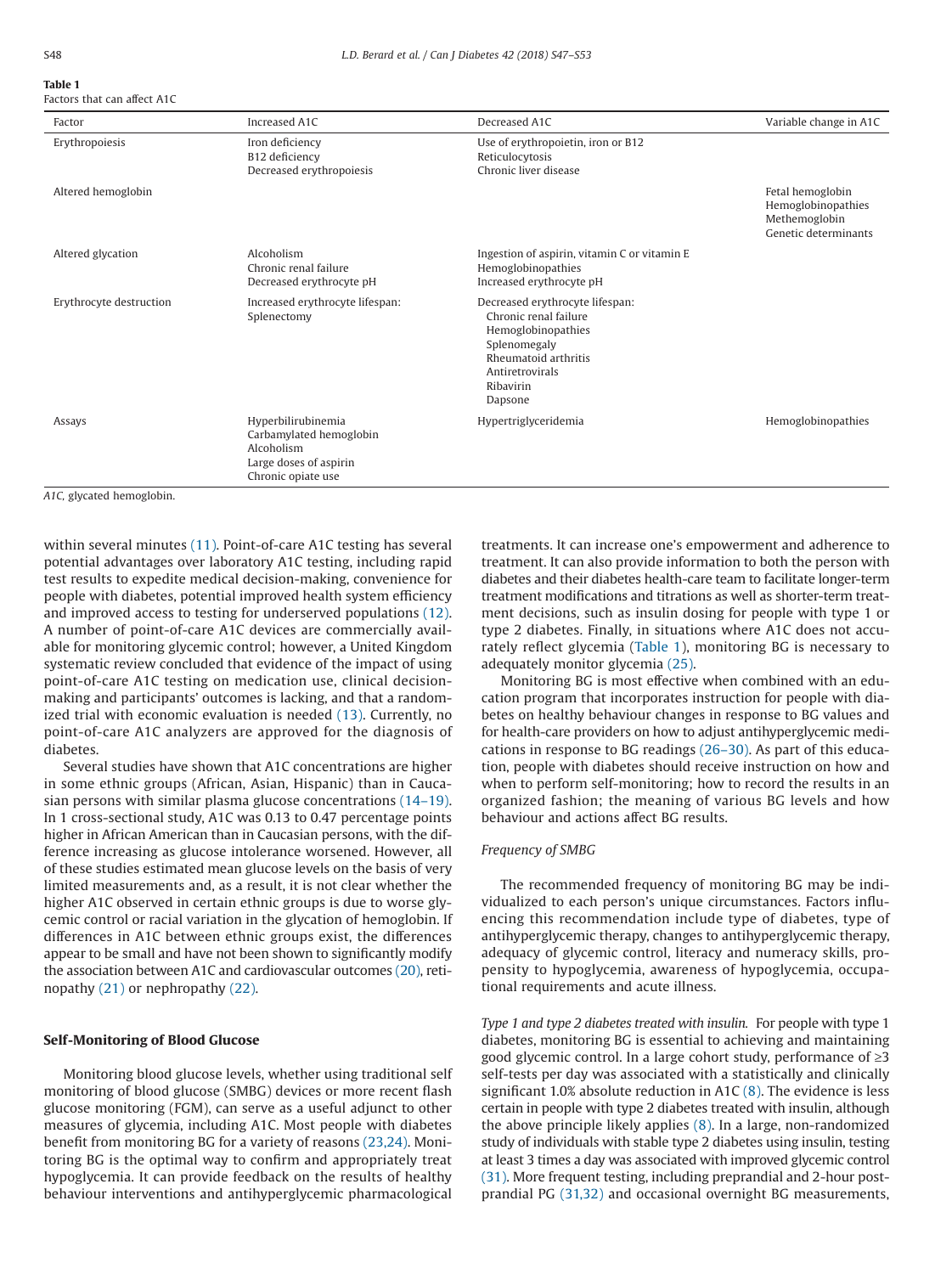**Table 1**
Factors that can affect A1C

| Factor | Increased A1C | Decreased A1C | Variable change in A1C |
|---|---|---|---|
| Erythropoiesis | Iron deficiency<br>B12 deficiency<br>Decreased erythropoiesis | Use of erythropoietin, iron or B12<br>Reticulocytosis<br>Chronic liver disease | |
| Altered hemoglobin | | | Fetal hemoglobin<br>Hemoglobinopathies<br>Methemoglobin<br>Genetic determinants |
| Altered glycation | Alcoholism<br>Chronic renal failure<br>Decreased erythrocyte pH | Ingestion of aspirin, vitamin C or vitamin E<br>Hemoglobinopathies<br>Increased erythrocyte pH | |
| Erythrocyte destruction | Increased erythrocyte lifespan:<br>Splenectomy | Decreased erythrocyte lifespan:<br>Chronic renal failure<br>Hemoglobinopathies<br>Splenomegaly<br>Rheumatoid arthritis<br>Antiretrovirals<br>Ribavirin<br>Dapsone | |
| Assays | Hyperbilirubinemia<br>Carbamylated hemoglobin<br>Alcoholism<br>Large doses of aspirin<br>Chronic opiate use | Hypertriglyceridemia | Hemoglobinopathies |

*A1C*, glycated hemoglobin.

within several minutes (11). Point-of-care A1C testing has several potential advantages over laboratory A1C testing, including rapid test results to expedite medical decision-making, convenience for people with diabetes, potential improved health system efficiency and improved access to testing for underserved populations (12). A number of point-of-care A1C devices are commercially available for monitoring glycemic control; however, a United Kingdom systematic review concluded that evidence of the impact of using point-of-care A1C testing on medication use, clinical decision-making and participants' outcomes is lacking, and that a randomized trial with economic evaluation is needed (13). Currently, no point-of-care A1C analyzers are approved for the diagnosis of diabetes.

Several studies have shown that A1C concentrations are higher in some ethnic groups (African, Asian, Hispanic) than in Caucasian persons with similar plasma glucose concentrations (14–19). In 1 cross-sectional study, A1C was 0.13 to 0.47 percentage points higher in African American than in Caucasian persons, with the difference increasing as glucose intolerance worsened. However, all of these studies estimated mean glucose levels on the basis of very limited measurements and, as a result, it is not clear whether the higher A1C observed in certain ethnic groups is due to worse glycemic control or racial variation in the glycation of hemoglobin. If differences in A1C between ethnic groups exist, the differences appear to be small and have not been shown to significantly modify the association between A1C and cardiovascular outcomes (20), retinopathy (21) or nephropathy (22).

## Self-Monitoring of Blood Glucose

Monitoring blood glucose levels, whether using traditional self monitoring of blood glucose (SMBG) devices or more recent flash glucose monitoring (FGM), can serve as a useful adjunct to other measures of glycemia, including A1C. Most people with diabetes benefit from monitoring BG for a variety of reasons (23,24). Monitoring BG is the optimal way to confirm and appropriately treat hypoglycemia. It can provide feedback on the results of healthy behaviour interventions and antihyperglycemic pharmacological treatments. It can increase one's empowerment and adherence to treatment. It can also provide information to both the person with diabetes and their diabetes health-care team to facilitate longer-term treatment modifications and titrations as well as shorter-term treatment decisions, such as insulin dosing for people with type 1 or type 2 diabetes. Finally, in situations where A1C does not accurately reflect glycemia (Table 1), monitoring BG is necessary to adequately monitor glycemia (25).

Monitoring BG is most effective when combined with an education program that incorporates instruction for people with diabetes on healthy behaviour changes in response to BG values and for health-care providers on how to adjust antihyperglycemic medications in response to BG readings (26–30). As part of this education, people with diabetes should receive instruction on how and when to perform self-monitoring; how to record the results in an organized fashion; the meaning of various BG levels and how behaviour and actions affect BG results.

### *Frequency of SMBG*

The recommended frequency of monitoring BG may be individualized to each person's unique circumstances. Factors influencing this recommendation include type of diabetes, type of antihyperglycemic therapy, changes to antihyperglycemic therapy, adequacy of glycemic control, literacy and numeracy skills, propensity to hypoglycemia, awareness of hypoglycemia, occupational requirements and acute illness.

*Type 1 and type 2 diabetes treated with insulin.* For people with type 1 diabetes, monitoring BG is essential to achieving and maintaining good glycemic control. In a large cohort study, performance of ≥3 self-tests per day was associated with a statistically and clinically significant 1.0% absolute reduction in A1C (8). The evidence is less certain in people with type 2 diabetes treated with insulin, although the above principle likely applies (8). In a large, non-randomized study of individuals with stable type 2 diabetes using insulin, testing at least 3 times a day was associated with improved glycemic control (31). More frequent testing, including preprandial and 2-hour postprandial PG (31,32) and occasional overnight BG measurements,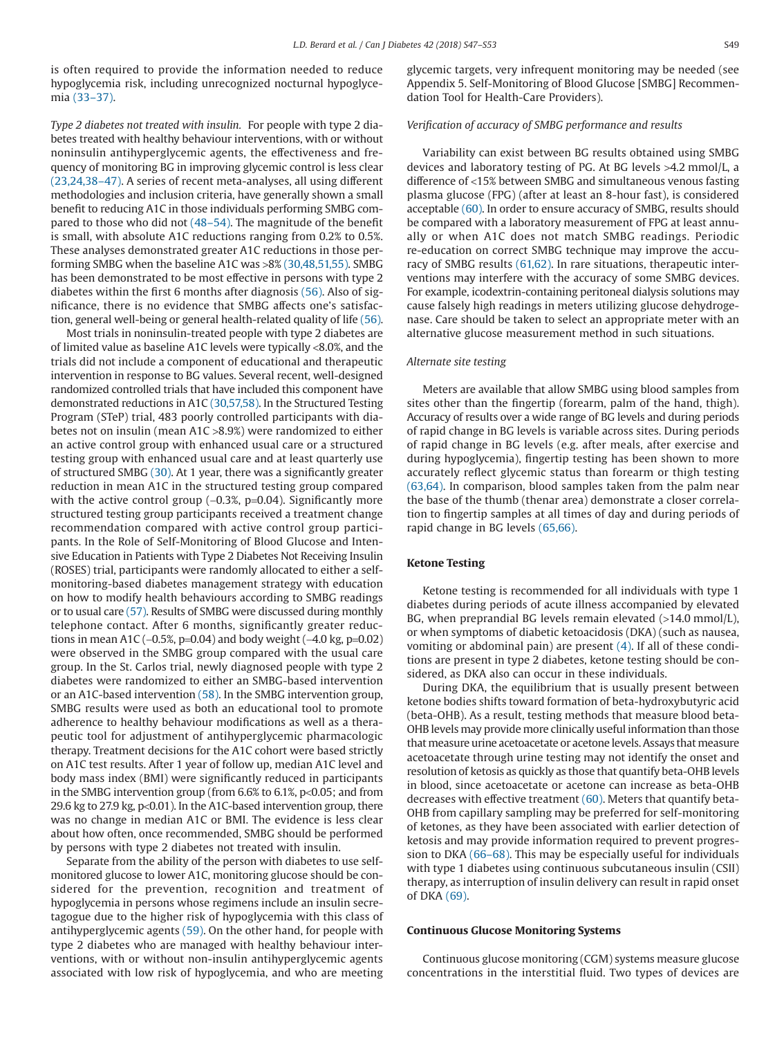is often required to provide the information needed to reduce hypoglycemia risk, including unrecognized nocturnal hypoglycemia (33–37).

*Type 2 diabetes not treated with insulin.* For people with type 2 diabetes treated with healthy behaviour interventions, with or without noninsulin antihyperglycemic agents, the effectiveness and frequency of monitoring BG in improving glycemic control is less clear (23,24,38–47). A series of recent meta-analyses, all using different methodologies and inclusion criteria, have generally shown a small benefit to reducing A1C in those individuals performing SMBG compared to those who did not (48–54). The magnitude of the benefit is small, with absolute A1C reductions ranging from 0.2% to 0.5%. These analyses demonstrated greater A1C reductions in those performing SMBG when the baseline A1C was >8% (30,48,51,55). SMBG has been demonstrated to be most effective in persons with type 2 diabetes within the first 6 months after diagnosis (56). Also of significance, there is no evidence that SMBG affects one's satisfaction, general well-being or general health-related quality of life (56).

Most trials in noninsulin-treated people with type 2 diabetes are of limited value as baseline A1C levels were typically <8.0%, and the trials did not include a component of educational and therapeutic intervention in response to BG values. Several recent, well-designed randomized controlled trials that have included this component have demonstrated reductions in A1C (30,57,58). In the Structured Testing Program (STeP) trial, 483 poorly controlled participants with diabetes not on insulin (mean A1C >8.9%) were randomized to either an active control group with enhanced usual care or a structured testing group with enhanced usual care and at least quarterly use of structured SMBG (30). At 1 year, there was a significantly greater reduction in mean A1C in the structured testing group compared with the active control group (–0.3%, p=0.04). Significantly more structured testing group participants received a treatment change recommendation compared with active control group participants. In the Role of Self-Monitoring of Blood Glucose and Intensive Education in Patients with Type 2 Diabetes Not Receiving Insulin (ROSES) trial, participants were randomly allocated to either a self-monitoring-based diabetes management strategy with education on how to modify health behaviours according to SMBG readings or to usual care (57). Results of SMBG were discussed during monthly telephone contact. After 6 months, significantly greater reductions in mean A1C (–0.5%, p=0.04) and body weight (–4.0 kg, p=0.02) were observed in the SMBG group compared with the usual care group. In the St. Carlos trial, newly diagnosed people with type 2 diabetes were randomized to either an SMBG-based intervention or an A1C-based intervention (58). In the SMBG intervention group, SMBG results were used as both an educational tool to promote adherence to healthy behaviour modifications as well as a therapeutic tool for adjustment of antihyperglycemic pharmacologic therapy. Treatment decisions for the A1C cohort were based strictly on A1C test results. After 1 year of follow up, median A1C level and body mass index (BMI) were significantly reduced in participants in the SMBG intervention group (from 6.6% to 6.1%, p<0.05; and from 29.6 kg to 27.9 kg, p<0.01). In the A1C-based intervention group, there was no change in median A1C or BMI. The evidence is less clear about how often, once recommended, SMBG should be performed by persons with type 2 diabetes not treated with insulin.

Separate from the ability of the person with diabetes to use self-monitored glucose to lower A1C, monitoring glucose should be considered for the prevention, recognition and treatment of hypoglycemia in persons whose regimens include an insulin secretagogue due to the higher risk of hypoglycemia with this class of antihyperglycemic agents (59). On the other hand, for people with type 2 diabetes who are managed with healthy behaviour interventions, with or without non-insulin antihyperglycemic agents associated with low risk of hypoglycemia, and who are meeting glycemic targets, very infrequent monitoring may be needed (see Appendix 5. Self-Monitoring of Blood Glucose [SMBG] Recommendation Tool for Health-Care Providers).

*Verification of accuracy of SMBG performance and results*

Variability can exist between BG results obtained using SMBG devices and laboratory testing of PG. At BG levels >4.2 mmol/L, a difference of <15% between SMBG and simultaneous venous fasting plasma glucose (FPG) (after at least an 8-hour fast), is considered acceptable (60). In order to ensure accuracy of SMBG, results should be compared with a laboratory measurement of FPG at least annually or when A1C does not match SMBG readings. Periodic re-education on correct SMBG technique may improve the accuracy of SMBG results (61,62). In rare situations, therapeutic interventions may interfere with the accuracy of some SMBG devices. For example, icodextrin-containing peritoneal dialysis solutions may cause falsely high readings in meters utilizing glucose dehydrogenase. Care should be taken to select an appropriate meter with an alternative glucose measurement method in such situations.

*Alternate site testing*

Meters are available that allow SMBG using blood samples from sites other than the fingertip (forearm, palm of the hand, thigh). Accuracy of results over a wide range of BG levels and during periods of rapid change in BG levels is variable across sites. During periods of rapid change in BG levels (e.g. after meals, after exercise and during hypoglycemia), fingertip testing has been shown to more accurately reflect glycemic status than forearm or thigh testing (63,64). In comparison, blood samples taken from the palm near the base of the thumb (thenar area) demonstrate a closer correlation to fingertip samples at all times of day and during periods of rapid change in BG levels (65,66).

## Ketone Testing

Ketone testing is recommended for all individuals with type 1 diabetes during periods of acute illness accompanied by elevated BG, when preprandial BG levels remain elevated (>14.0 mmol/L), or when symptoms of diabetic ketoacidosis (DKA) (such as nausea, vomiting or abdominal pain) are present (4). If all of these conditions are present in type 2 diabetes, ketone testing should be considered, as DKA also can occur in these individuals.

During DKA, the equilibrium that is usually present between ketone bodies shifts toward formation of beta-hydroxybutyric acid (beta-OHB). As a result, testing methods that measure blood beta-OHB levels may provide more clinically useful information than those that measure urine acetoacetate or acetone levels. Assays that measure acetoacetate through urine testing may not identify the onset and resolution of ketosis as quickly as those that quantify beta-OHB levels in blood, since acetoacetate or acetone can increase as beta-OHB decreases with effective treatment (60). Meters that quantify beta-OHB from capillary sampling may be preferred for self-monitoring of ketones, as they have been associated with earlier detection of ketosis and may provide information required to prevent progression to DKA (66–68). This may be especially useful for individuals with type 1 diabetes using continuous subcutaneous insulin (CSII) therapy, as interruption of insulin delivery can result in rapid onset of DKA (69).

## Continuous Glucose Monitoring Systems

Continuous glucose monitoring (CGM) systems measure glucose concentrations in the interstitial fluid. Two types of devices are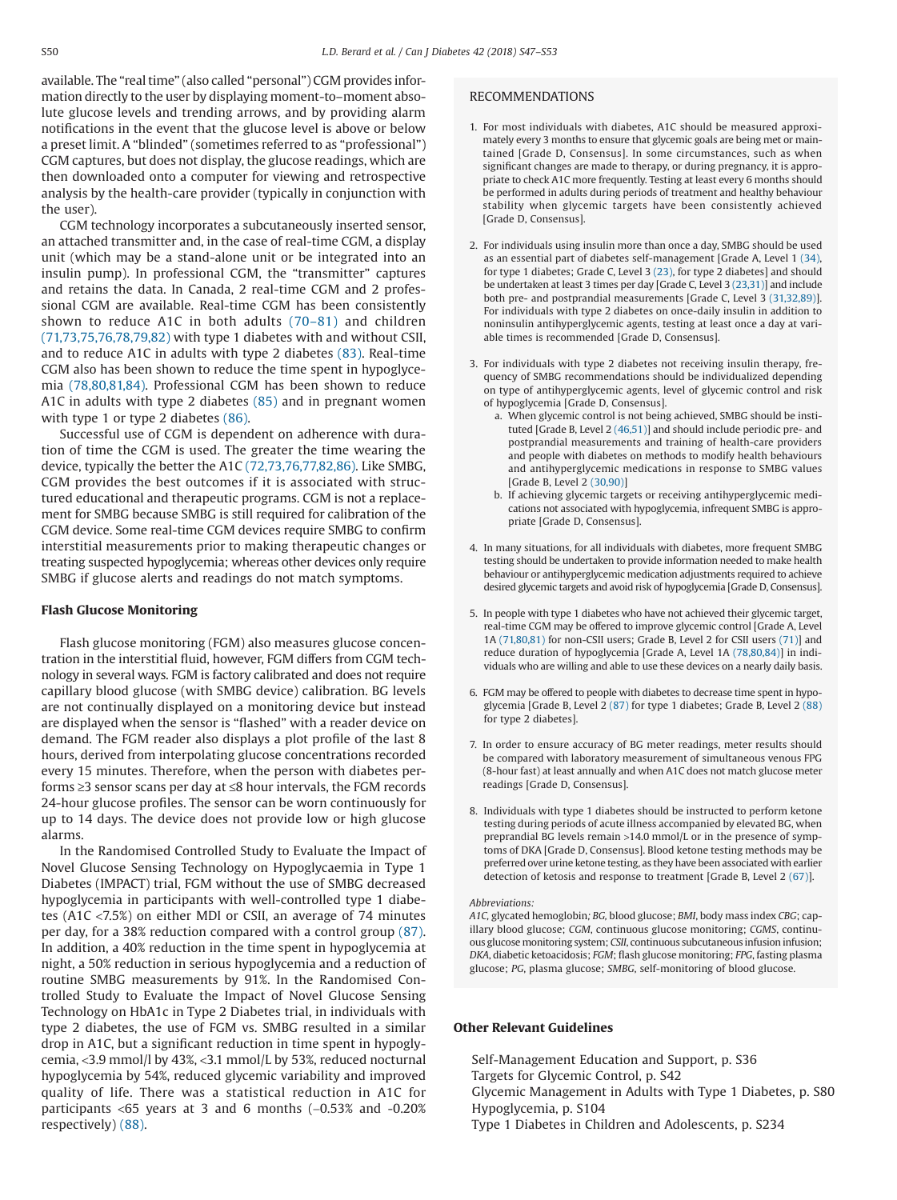available. The "real time" (also called "personal") CGM provides information directly to the user by displaying moment-to–moment absolute glucose levels and trending arrows, and by providing alarm notifications in the event that the glucose level is above or below a preset limit. A "blinded" (sometimes referred to as "professional") CGM captures, but does not display, the glucose readings, which are then downloaded onto a computer for viewing and retrospective analysis by the health-care provider (typically in conjunction with the user).

CGM technology incorporates a subcutaneously inserted sensor, an attached transmitter and, in the case of real-time CGM, a display unit (which may be a stand-alone unit or be integrated into an insulin pump). In professional CGM, the "transmitter" captures and retains the data. In Canada, 2 real-time CGM and 2 professional CGM are available. Real-time CGM has been consistently shown to reduce A1C in both adults (70–81) and children (71,73,75,76,78,79,82) with type 1 diabetes with and without CSII, and to reduce A1C in adults with type 2 diabetes (83). Real-time CGM also has been shown to reduce the time spent in hypoglycemia (78,80,81,84). Professional CGM has been shown to reduce A1C in adults with type 2 diabetes (85) and in pregnant women with type 1 or type 2 diabetes (86).

Successful use of CGM is dependent on adherence with duration of time the CGM is used. The greater the time wearing the device, typically the better the A1C (72,73,76,77,82,86). Like SMBG, CGM provides the best outcomes if it is associated with structured educational and therapeutic programs. CGM is not a replacement for SMBG because SMBG is still required for calibration of the CGM device. Some real-time CGM devices require SMBG to confirm interstitial measurements prior to making therapeutic changes or treating suspected hypoglycemia; whereas other devices only require SMBG if glucose alerts and readings do not match symptoms.

### Flash Glucose Monitoring

Flash glucose monitoring (FGM) also measures glucose concentration in the interstitial fluid, however, FGM differs from CGM technology in several ways. FGM is factory calibrated and does not require capillary blood glucose (with SMBG device) calibration. BG levels are not continually displayed on a monitoring device but instead are displayed when the sensor is "flashed" with a reader device on demand. The FGM reader also displays a plot profile of the last 8 hours, derived from interpolating glucose concentrations recorded every 15 minutes. Therefore, when the person with diabetes performs ≥3 sensor scans per day at ≤8 hour intervals, the FGM records 24-hour glucose profiles. The sensor can be worn continuously for up to 14 days. The device does not provide low or high glucose alarms.

In the Randomised Controlled Study to Evaluate the Impact of Novel Glucose Sensing Technology on Hypoglycaemia in Type 1 Diabetes (IMPACT) trial, FGM without the use of SMBG decreased hypoglycemia in participants with well-controlled type 1 diabetes (A1C <7.5%) on either MDI or CSII, an average of 74 minutes per day, for a 38% reduction compared with a control group (87). In addition, a 40% reduction in the time spent in hypoglycemia at night, a 50% reduction in serious hypoglycemia and a reduction of routine SMBG measurements by 91%. In the Randomised Controlled Study to Evaluate the Impact of Novel Glucose Sensing Technology on HbA1c in Type 2 Diabetes trial, in individuals with type 2 diabetes, the use of FGM vs. SMBG resulted in a similar drop in A1C, but a significant reduction in time spent in hypoglycemia, <3.9 mmol/l by 43%, <3.1 mmol/L by 53%, reduced nocturnal hypoglycemia by 54%, reduced glycemic variability and improved quality of life. There was a statistical reduction in A1C for participants <65 years at 3 and 6 months (–0.53% and -0.20% respectively) (88).

## RECOMMENDATIONS

1. For most individuals with diabetes, A1C should be measured approximately every 3 months to ensure that glycemic goals are being met or maintained [Grade D, Consensus]. In some circumstances, such as when significant changes are made to therapy, or during pregnancy, it is appropriate to check A1C more frequently. Testing at least every 6 months should be performed in adults during periods of treatment and healthy behaviour stability when glycemic targets have been consistently achieved [Grade D, Consensus].

2. For individuals using insulin more than once a day, SMBG should be used as an essential part of diabetes self-management [Grade A, Level 1 (34), for type 1 diabetes; Grade C, Level 3 (23), for type 2 diabetes] and should be undertaken at least 3 times per day [Grade C, Level 3 (23,31)] and include both pre- and postprandial measurements [Grade C, Level 3 (31,32,89)]. For individuals with type 2 diabetes on once-daily insulin in addition to noninsulin antihyperglycemic agents, testing at least once a day at variable times is recommended [Grade D, Consensus].

3. For individuals with type 2 diabetes not receiving insulin therapy, frequency of SMBG recommendations should be individualized depending on type of antihyperglycemic agents, level of glycemic control and risk of hypoglycemia [Grade D, Consensus].
   a. When glycemic control is not being achieved, SMBG should be instituted [Grade B, Level 2 (46,51)] and should include periodic pre- and postprandial measurements and training of health-care providers and people with diabetes on methods to modify health behaviours and antihyperglycemic medications in response to SMBG values [Grade B, Level 2 (30,90)]
   b. If achieving glycemic targets or receiving antihyperglycemic medications not associated with hypoglycemia, infrequent SMBG is appropriate [Grade D, Consensus].

4. In many situations, for all individuals with diabetes, more frequent SMBG testing should be undertaken to provide information needed to make health behaviour or antihyperglycemic medication adjustments required to achieve desired glycemic targets and avoid risk of hypoglycemia [Grade D, Consensus].

5. In people with type 1 diabetes who have not achieved their glycemic target, real-time CGM may be offered to improve glycemic control [Grade A, Level 1A (71,80,81) for non-CSII users; Grade B, Level 2 for CSII users (71)] and reduce duration of hypoglycemia [Grade A, Level 1A (78,80,84)] in individuals who are willing and able to use these devices on a nearly daily basis.

6. FGM may be offered to people with diabetes to decrease time spent in hypoglycemia [Grade B, Level 2 (87) for type 1 diabetes; Grade B, Level 2 (88) for type 2 diabetes].

7. In order to ensure accuracy of BG meter readings, meter results should be compared with laboratory measurement of simultaneous venous FPG (8-hour fast) at least annually and when A1C does not match glucose meter readings [Grade D, Consensus].

8. Individuals with type 1 diabetes should be instructed to perform ketone testing during periods of acute illness accompanied by elevated BG, when preprandial BG levels remain >14.0 mmol/L or in the presence of symptoms of DKA [Grade D, Consensus]. Blood ketone testing methods may be preferred over urine ketone testing, as they have been associated with earlier detection of ketosis and response to treatment [Grade B, Level 2 (67)].

*Abbreviations:*
*A1C*, glycated hemoglobin; *BG*, blood glucose; *BMI*, body mass index *CBG*; capillary blood glucose; *CGM*, continuous glucose monitoring; *CGMS*, continuous glucose monitoring system; *CSII*, continuous subcutaneous infusion infusion; *DKA*, diabetic ketoacidosis; *FGM*; flash glucose monitoring; *FPG*, fasting plasma glucose; *PG*, plasma glucose; *SMBG*, self-monitoring of blood glucose.

### Other Relevant Guidelines

Self-Management Education and Support, p. S36
Targets for Glycemic Control, p. S42
Glycemic Management in Adults with Type 1 Diabetes, p. S80
Hypoglycemia, p. S104
Type 1 Diabetes in Children and Adolescents, p. S234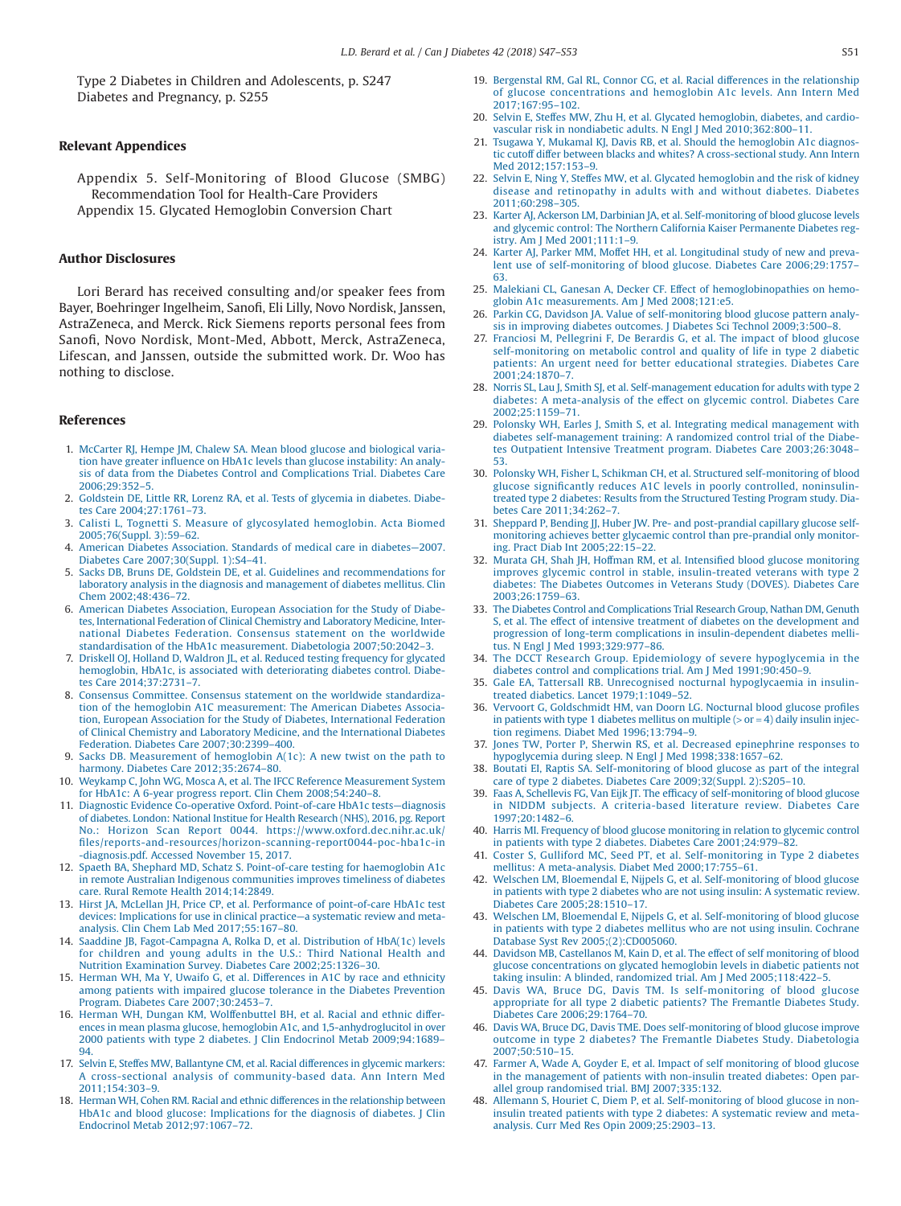Type 2 Diabetes in Children and Adolescents, p. S247
Diabetes and Pregnancy, p. S255

## Relevant Appendices

Appendix 5. Self-Monitoring of Blood Glucose (SMBG) Recommendation Tool for Health-Care Providers
Appendix 15. Glycated Hemoglobin Conversion Chart

## Author Disclosures

Lori Berard has received consulting and/or speaker fees from Bayer, Boehringer Ingelheim, Sanofi, Eli Lilly, Novo Nordisk, Janssen, AstraZeneca, and Merck. Rick Siemens reports personal fees from Sanofi, Novo Nordisk, Mont-Med, Abbott, Merck, AstraZeneca, Lifescan, and Janssen, outside the submitted work. Dr. Woo has nothing to disclose.

## References

1. McCarter RJ, Hempe JM, Chalew SA. Mean blood glucose and biological variation have greater influence on HbA1c levels than glucose instability: An analysis of data from the Diabetes Control and Complications Trial. Diabetes Care 2006;29:352–5.
2. Goldstein DE, Little RR, Lorenz RA, et al. Tests of glycemia in diabetes. Diabetes Care 2004;27:1761–73.
3. Calisti L, Tognetti S. Measure of glycosylated hemoglobin. Acta Biomed 2005;76(Suppl. 3):59–62.
4. American Diabetes Association. Standards of medical care in diabetes—2007. Diabetes Care 2007;30(Suppl. 1):S4–41.
5. Sacks DB, Bruns DE, Goldstein DE, et al. Guidelines and recommendations for laboratory analysis in the diagnosis and management of diabetes mellitus. Clin Chem 2002;48:436–72.
6. American Diabetes Association, European Association for the Study of Diabetes, International Federation of Clinical Chemistry and Laboratory Medicine, International Diabetes Federation. Consensus statement on the worldwide standardisation of the HbA1c measurement. Diabetologia 2007;50:2042–3.
7. Driskell OJ, Holland D, Waldron JL, et al. Reduced testing frequency for glycated hemoglobin, HbA1c, is associated with deteriorating diabetes control. Diabetes Care 2014;37:2731–7.
8. Consensus Committee. Consensus statement on the worldwide standardization of the hemoglobin A1C measurement: The American Diabetes Association, European Association for the Study of Diabetes, International Federation of Clinical Chemistry and Laboratory Medicine, and the International Diabetes Federation. Diabetes Care 2007;30:2399–400.
9. Sacks DB. Measurement of hemoglobin A(1c): A new twist on the path to harmony. Diabetes Care 2012;35:2674–80.
10. Weykamp C, John WG, Mosca A, et al. The IFCC Reference Measurement System for HbA1c: A 6-year progress report. Clin Chem 2008;54:240–8.
11. Diagnostic Evidence Co-operative Oxford. Point-of-care HbA1c tests—diagnosis of diabetes. London: National Institue for Health Research (NHS), 2016, pg. Report No.: Horizon Scan Report 0044. https://www.oxford.dec.nihr.ac.uk/files/reports-and-resources/horizon-scanning-report0044-poc-hba1c-in-diagnosis.pdf. Accessed November 15, 2017.
12. Spaeth BA, Shephard MD, Schatz S. Point-of-care testing for haemoglobin A1c in remote Australian Indigenous communities improves timeliness of diabetes care. Rural Remote Health 2014;14:2849.
13. Hirst JA, McLellan JH, Price CP, et al. Performance of point-of-care HbA1c test devices: Implications for use in clinical practice—a systematic review and meta-analysis. Clin Chem Lab Med 2017;55:167–80.
14. Saaddine JB, Fagot-Campagna A, Rolka D, et al. Distribution of HbA(1c) levels for children and young adults in the U.S.: Third National Health and Nutrition Examination Survey. Diabetes Care 2002;25:1326–30.
15. Herman WH, Ma Y, Uwaifo G, et al. Differences in A1C by race and ethnicity among patients with impaired glucose tolerance in the Diabetes Prevention Program. Diabetes Care 2007;30:2453–7.
16. Herman WH, Dungan KM, Wolffenbuttel BH, et al. Racial and ethnic differences in mean plasma glucose, hemoglobin A1c, and 1,5-anhydroglucitol in over 2000 patients with type 2 diabetes. J Clin Endocrinol Metab 2009;94:1689–94.
17. Selvin E, Steffes MW, Ballantyne CM, et al. Racial differences in glycemic markers: A cross-sectional analysis of community-based data. Ann Intern Med 2011;154:303–9.
18. Herman WH, Cohen RM. Racial and ethnic differences in the relationship between HbA1c and blood glucose: Implications for the diagnosis of diabetes. J Clin Endocrinol Metab 2012;97:1067–72.
19. Bergenstal RM, Gal RL, Connor CG, et al. Racial differences in the relationship of glucose concentrations and hemoglobin A1c levels. Ann Intern Med 2017;167:95–102.
20. Selvin E, Steffes MW, Zhu H, et al. Glycated hemoglobin, diabetes, and cardiovascular risk in nondiabetic adults. N Engl J Med 2010;362:800–11.
21. Tsugawa Y, Mukamal KJ, Davis RB, et al. Should the hemoglobin A1c diagnostic cutoff differ between blacks and whites? A cross-sectional study. Ann Intern Med 2012;157:153–9.
22. Selvin E, Ning Y, Steffes MW, et al. Glycated hemoglobin and the risk of kidney disease and retinopathy in adults with and without diabetes. Diabetes 2011;60:298–305.
23. Karter AJ, Ackerson LM, Darbinian JA, et al. Self-monitoring of blood glucose levels and glycemic control: The Northern California Kaiser Permanente Diabetes registry. Am J Med 2001;111:1–9.
24. Karter AJ, Parker MM, Moffet HH, et al. Longitudinal study of new and prevalent use of self-monitoring of blood glucose. Diabetes Care 2006;29:1757–63.
25. Malekiani CL, Ganesan A, Decker CF. Effect of hemoglobinopathies on hemoglobin A1c measurements. Am J Med 2008;121:e5.
26. Parkin CG, Davidson JA. Value of self-monitoring blood glucose pattern analysis in improving diabetes outcomes. J Diabetes Sci Technol 2009;3:500–8.
27. Franciosi M, Pellegrini F, De Berardis G, et al. The impact of blood glucose self-monitoring on metabolic control and quality of life in type 2 diabetic patients: An urgent need for better educational strategies. Diabetes Care 2001;24:1870–7.
28. Norris SL, Lau J, Smith SJ, et al. Self-management education for adults with type 2 diabetes: A meta-analysis of the effect on glycemic control. Diabetes Care 2002;25:1159–71.
29. Polonsky WH, Earles J, Smith S, et al. Integrating medical management with diabetes self-management training: A randomized control trial of the Diabetes Outpatient Intensive Treatment program. Diabetes Care 2003;26:3048–53.
30. Polonsky WH, Fisher L, Schikman CH, et al. Structured self-monitoring of blood glucose significantly reduces A1C levels in poorly controlled, noninsulin-treated type 2 diabetes: Results from the Structured Testing Program study. Diabetes Care 2011;34:262–7.
31. Sheppard P, Bending JJ, Huber JW. Pre- and post-prandial capillary glucose self-monitoring achieves better glycaemic control than pre-prandial only monitoring. Pract Diab Int 2005;22:15–22.
32. Murata GH, Shah JH, Hoffman RM, et al. Intensified blood glucose monitoring improves glycemic control in stable, insulin-treated veterans with type 2 diabetes: The Diabetes Outcomes in Veterans Study (DOVES). Diabetes Care 2003;26:1759–63.
33. The Diabetes Control and Complications Trial Research Group, Nathan DM, Genuth S, et al. The effect of intensive treatment of diabetes on the development and progression of long-term complications in insulin-dependent diabetes mellitus. N Engl J Med 1993;329:977–86.
34. The DCCT Research Group. Epidemiology of severe hypoglycemia in the diabetes control and complications trial. Am J Med 1991;90:450–9.
35. Gale EA, Tattersall RB. Unrecognised nocturnal hypoglycaemia in insulin-treated diabetics. Lancet 1979;1:1049–52.
36. Vervoort G, Goldschmidt HM, van Doorn LG. Nocturnal blood glucose profiles in patients with type 1 diabetes mellitus on multiple (> or = 4) daily insulin injection regimens. Diabet Med 1996;13:794–9.
37. Jones TW, Porter P, Sherwin RS, et al. Decreased epinephrine responses to hypoglycemia during sleep. N Engl J Med 1998;338:1657–62.
38. Boutati EI, Raptis SA. Self-monitoring of blood glucose as part of the integral care of type 2 diabetes. Diabetes Care 2009;32(Suppl. 2):S205–10.
39. Faas A, Schellevis FG, Van Eijk JT. The efficacy of self-monitoring of blood glucose in NIDDM subjects. A criteria-based literature review. Diabetes Care 1997;20:1482–6.
40. Harris MI. Frequency of blood glucose monitoring in relation to glycemic control in patients with type 2 diabetes. Diabetes Care 2001;24:979–82.
41. Coster S, Gulliford MC, Seed PT, et al. Self-monitoring in Type 2 diabetes mellitus: A meta-analysis. Diabet Med 2000;17:755–61.
42. Welschen LM, Bloemendal E, Nijpels G, et al. Self-monitoring of blood glucose in patients with type 2 diabetes who are not using insulin: A systematic review. Diabetes Care 2005;28:1510–17.
43. Welschen LM, Bloemendal E, Nijpels G, et al. Self-monitoring of blood glucose in patients with type 2 diabetes mellitus who are not using insulin. Cochrane Database Syst Rev 2005;(2):CD005060.
44. Davidson MB, Castellanos M, Kain D, et al. The effect of self monitoring of blood glucose concentrations on glycated hemoglobin levels in diabetic patients not taking insulin: A blinded, randomized trial. Am J Med 2005;118:422–5.
45. Davis WA, Bruce DG, Davis TM. Is self-monitoring of blood glucose appropriate for all type 2 diabetic patients? The Fremantle Diabetes Study. Diabetes Care 2006;29:1764–70.
46. Davis WA, Bruce DG, Davis TME. Does self-monitoring of blood glucose improve outcome in type 2 diabetes? The Fremantle Diabetes Study. Diabetologia 2007;50:510–15.
47. Farmer A, Wade A, Goyder E, et al. Impact of self monitoring of blood glucose in the management of patients with non-insulin treated diabetes: Open parallel group randomised trial. BMJ 2007;335:132.
48. Allemann S, Houriet C, Diem P, et al. Self-monitoring of blood glucose in non-insulin treated patients with type 2 diabetes: A systematic review and meta-analysis. Curr Med Res Opin 2009;25:2903–13.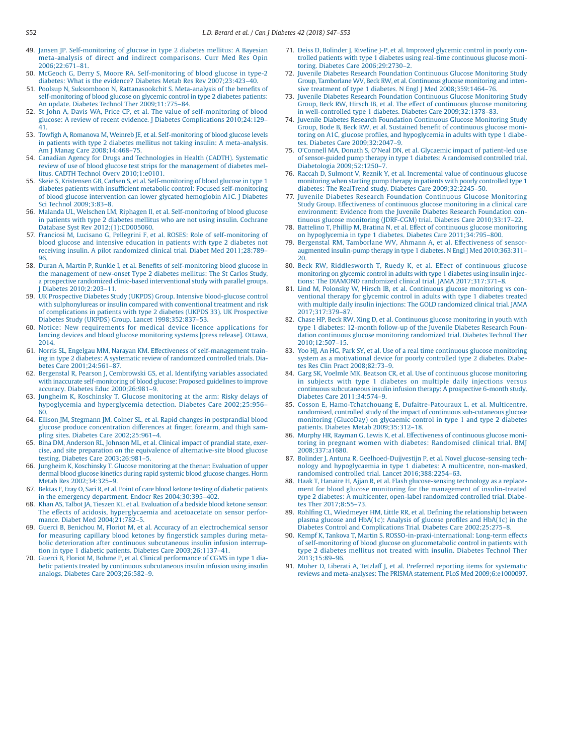49. Jansen JP. Self-monitoring of glucose in type 2 diabetes mellitus: A Bayesian meta-analysis of direct and indirect comparisons. Curr Med Res Opin 2006;22:671–81.
50. McGeoch G, Derry S, Moore RA. Self-monitoring of blood glucose in type-2 diabetes: What is the evidence? Diabetes Metab Res Rev 2007;23:423–40.
51. Poolsup N, Suksomboon N, Rattanasookchit S. Meta-analysis of the benefits of self-monitoring of blood glucose on glycemic control in type 2 diabetes patients: An update. Diabetes Technol Ther 2009;11:775–84.
52. St John A, Davis WA, Price CP, et al. The value of self-monitoring of blood glucose: A review of recent evidence. J Diabetes Complications 2010;24:129–41.
53. Towfigh A, Romanova M, Weinreb JE, et al. Self-monitoring of blood glucose levels in patients with type 2 diabetes mellitus not taking insulin: A meta-analysis. Am J Manag Care 2008;14:468–75.
54. Canadian Agency for Drugs and Technologies in Health (CADTH). Systematic review of use of blood glucose test strips for the management of diabetes mellitus. CADTH Technol Overv 2010;1:e0101.
55. Skeie S, Kristensen GB, Carlsen S, et al. Self-monitoring of blood glucose in type 1 diabetes patients with insufficient metabolic control: Focused self-monitoring of blood glucose intervention can lower glycated hemoglobin A1C. J Diabetes Sci Technol 2009;3:83–8.
56. Malanda UL, Welschen LM, Riphagen II, et al. Self-monitoring of blood glucose in patients with type 2 diabetes mellitus who are not using insulin. Cochrane Database Syst Rev 2012;(1):CD005060.
57. Franciosi M, Lucisano G, Pellegrini F, et al. ROSES: Role of self-monitoring of blood glucose and intensive education in patients with type 2 diabetes not receiving insulin. A pilot randomized clinical trial. Diabet Med 2011;28:789–96.
58. Duran A, Martin P, Runkle I, et al. Benefits of self-monitoring blood glucose in the management of new-onset Type 2 diabetes mellitus: The St Carlos Study, a prospective randomized clinic-based interventional study with parallel groups. J Diabetes 2010;2:203–11.
59. UK Prospective Diabetes Study (UKPDS) Group. Intensive blood-glucose control with sulphonylureas or insulin compared with conventional treatment and risk of complications in patients with type 2 diabetes (UKPDS 33). UK Prospective Diabetes Study (UKPDS) Group. Lancet 1998;352:837–53.
60. Notice: New requirements for medical device licence applications for lancing devices and blood glucose monitoring systems [press release]. Ottawa, 2014.
61. Norris SL, Engelgau MM, Narayan KM. Effectiveness of self-management training in type 2 diabetes: A systematic review of randomized controlled trials. Diabetes Care 2001;24:561–87.
62. Bergenstal R, Pearson J, Cembrowski GS, et al. Identifying variables associated with inaccurate self-monitoring of blood glucose: Proposed guidelines to improve accuracy. Diabetes Educ 2000;26:981–9.
63. Jungheim K, Koschinsky T. Glucose monitoring at the arm: Risky delays of hypoglycemia and hyperglycemia detection. Diabetes Care 2002;25:956–60.
64. Ellison JM, Stegmann JM, Colner SL, et al. Rapid changes in postprandial blood glucose produce concentration differences at finger, forearm, and thigh sampling sites. Diabetes Care 2002;25:961–4.
65. Bina DM, Anderson RL, Johnson ML, et al. Clinical impact of prandial state, exercise, and site preparation on the equivalence of alternative-site blood glucose testing. Diabetes Care 2003;26:981–5.
66. Jungheim K, Koschinsky T. Glucose monitoring at the thenar: Evaluation of upper dermal blood glucose kinetics during rapid systemic blood glucose changes. Horm Metab Res 2002;34:325–9.
67. Bektas F, Eray O, Sari R, et al. Point of care blood ketone testing of diabetic patients in the emergency department. Endocr Res 2004;30:395–402.
68. Khan AS, Talbot JA, Tieszen KL, et al. Evaluation of a bedside blood ketone sensor: The effects of acidosis, hyperglycaemia and acetoacetate on sensor performance. Diabet Med 2004;21:782–5.
69. Guerci B, Benichou M, Floriot M, et al. Accuracy of an electrochemical sensor for measuring capillary blood ketones by fingerstick samples during metabolic deterioration after continuous subcutaneous insulin infusion interruption in type 1 diabetic patients. Diabetes Care 2003;26:1137–41.
70. Guerci B, Floriot M, Bohme P, et al. Clinical performance of CGMS in type 1 diabetic patients treated by continuous subcutaneous insulin infusion using insulin analogs. Diabetes Care 2003;26:582–9.
71. Deiss D, Bolinder J, Riveline J-P, et al. Improved glycemic control in poorly controlled patients with type 1 diabetes using real-time continuous glucose monitoring. Diabetes Care 2006;29:2730–2.
72. Juvenile Diabetes Research Foundation Continuous Glucose Monitoring Study Group, Tamborlane WV, Beck RW, et al. Continuous glucose monitoring and intensive treatment of type 1 diabetes. N Engl J Med 2008;359:1464–76.
73. Juvenile Diabetes Research Foundation Continuous Glucose Monitoring Study Group, Beck RW, Hirsch IB, et al. The effect of continuous glucose monitoring in well-controlled type 1 diabetes. Diabetes Care 2009;32:1378–83.
74. Juvenile Diabetes Research Foundation Continuous Glucose Monitoring Study Group, Bode B, Beck RW, et al. Sustained benefit of continuous glucose monitoring on A1C, glucose profiles, and hypoglycemia in adults with type 1 diabetes. Diabetes Care 2009;32:2047–9.
75. O'Connell MA, Donath S, O'Neal DN, et al. Glycaemic impact of patient-led use of sensor-guided pump therapy in type 1 diabetes: A randomised controlled trial. Diabetologia 2009;52:1250–7.
76. Raccah D, Sulmont V, Reznik Y, et al. Incremental value of continuous glucose monitoring when starting pump therapy in patients with poorly controlled type 1 diabetes: The RealTrend study. Diabetes Care 2009;32:2245–50.
77. Juvenile Diabetes Research Foundation Continuous Glucose Monitoring Study Group. Effectiveness of continuous glucose monitoring in a clinical care environment: Evidence from the Juvenile Diabetes Research Foundation continuous glucose monitoring (JDRF-CGM) trial. Diabetes Care 2010;33:17–22.
78. Battelino T, Phillip M, Bratina N, et al. Effect of continuous glucose monitoring on hypoglycemia in type 1 diabetes. Diabetes Care 2011;34:795–800.
79. Bergenstal RM, Tamborlane WV, Ahmann A, et al. Effectiveness of sensor-augmented insulin-pump therapy in type 1 diabetes. N Engl J Med 2010;363:311–20.
80. Beck RW, Riddlesworth T, Ruedy K, et al. Effect of continuous glucose monitoring on glycemic control in adults with type 1 diabetes using insulin injections: The DIAMOND randomized clinical trial. JAMA 2017;317:371–8.
81. Lind M, Polonsky W, Hirsch IB, et al. Continuous glucose monitoring vs conventional therapy for glycemic control in adults with type 1 diabetes treated with multiple daily insulin injections: The GOLD randomized clinical trial. JAMA 2017;317:379–87.
82. Chase HP, Beck RW, Xing D, et al. Continuous glucose monitoring in youth with type 1 diabetes: 12-month follow-up of the Juvenile Diabetes Research Foundation continuous glucose monitoring randomized trial. Diabetes Technol Ther 2010;12:507–15.
83. Yoo HJ, An HG, Park SY, et al. Use of a real time continuous glucose monitoring system as a motivational device for poorly controlled type 2 diabetes. Diabetes Res Clin Pract 2008;82:73–9.
84. Garg SK, Voelmle MK, Beatson CR, et al. Use of continuous glucose monitoring in subjects with type 1 diabetes on multiple daily injections versus continuous subcutaneous insulin infusion therapy: A prospective 6-month study. Diabetes Care 2011;34:574–9.
85. Cosson E, Hamo-Tchatchouang E, Dufaitre-Patouraux L, et al. Multicentre, randomised, controlled study of the impact of continuous sub-cutaneous glucose monitoring (GlucoDay) on glycaemic control in type 1 and type 2 diabetes patients. Diabetes Metab 2009;35:312–18.
86. Murphy HR, Rayman G, Lewis K, et al. Effectiveness of continuous glucose monitoring in pregnant women with diabetes: Randomised clinical trial. BMJ 2008;337:a1680.
87. Bolinder J, Antuna R, Geelhoed-Duijvestijn P, et al. Novel glucose-sensing technology and hypoglycaemia in type 1 diabetes: A multicentre, non-masked, randomised controlled trial. Lancet 2016;388:2254–63.
88. Haak T, Hanaire H, Ajjan R, et al. Flash glucose-sensing technology as a replacement for blood glucose monitoring for the management of insulin-treated type 2 diabetes: A multicenter, open-label randomized controlled trial. Diabetes Ther 2017;8:55–73.
89. Rohlfing CL, Wiedmeyer HM, Little RR, et al. Defining the relationship between plasma glucose and HbA(1c): Analysis of glucose profiles and HbA(1c) in the Diabetes Control and Complications Trial. Diabetes Care 2002;25:275–8.
90. Kempf K, Tankova T, Martin S. ROSSO-in-praxi-international: Long-term effects of self-monitoring of blood glucose on glucometabolic control in patients with type 2 diabetes mellitus not treated with insulin. Diabetes Technol Ther 2013;15:89–96.
91. Moher D, Liberati A, Tetzlaff J, et al. Preferred reporting items for systematic reviews and meta-analyses: The PRISMA statement. PLoS Med 2009;6:e1000097.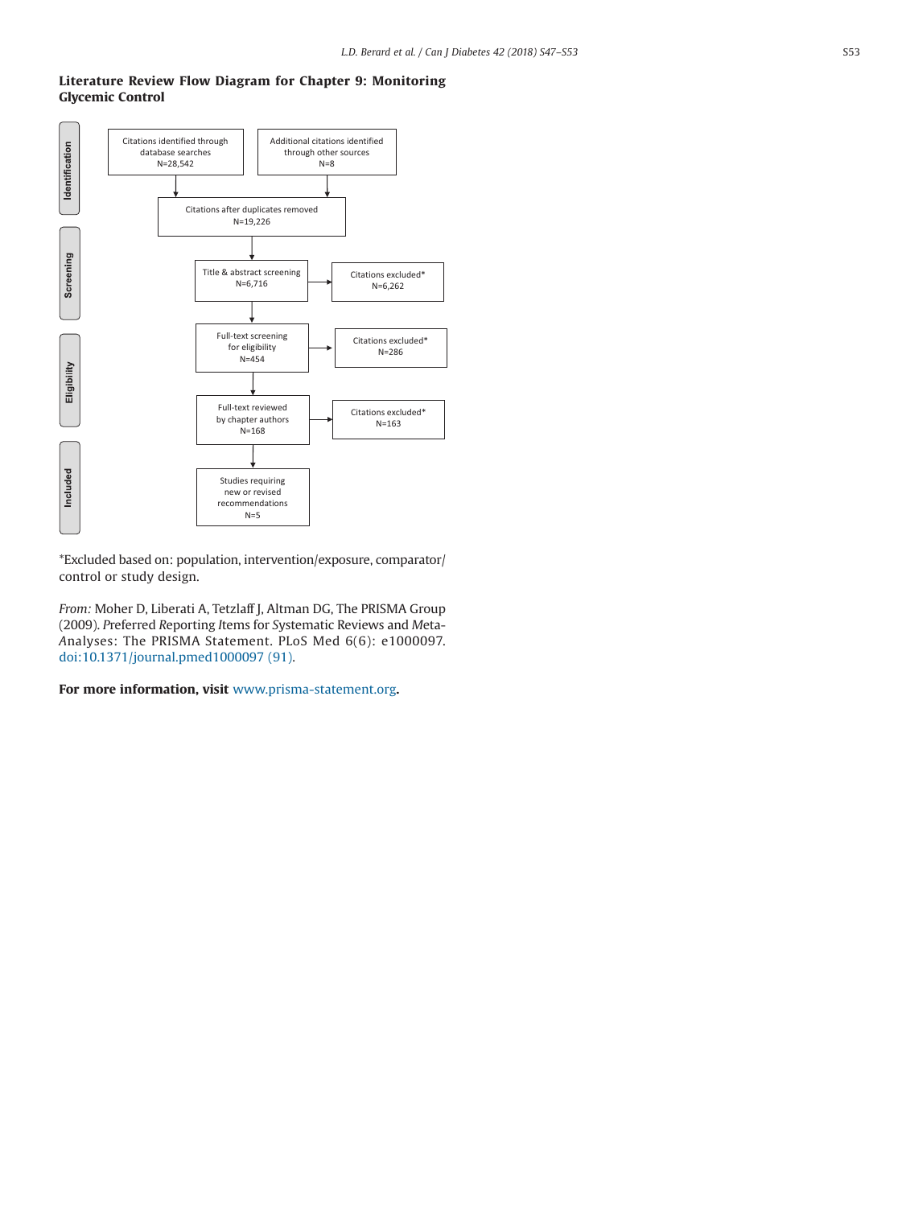## Literature Review Flow Diagram for Chapter 9: Monitoring Glycemic Control

Identification

Citations identified through database searches N=28,542

Additional citations identified through other sources N=8

Citations after duplicates removed N=19,226

Screening

Title & abstract screening N=6,716

Citations excluded* N=6,262

Eligibility

Full-text screening for eligibility N=454

Citations excluded* N=286

Full-text reviewed by chapter authors N=168

Citations excluded* N=163

Included

Studies requiring new or revised recommendations N=5

*Excluded based on: population, intervention/exposure, comparator/control or study design.

*From:* Moher D, Liberati A, Tetzlaff J, Altman DG, The PRISMA Group (2009). *P*referred *R*eporting *I*tems for *S*ystematic Reviews and *M*eta-*A*nalyses: The PRISMA Statement. PLoS Med 6(6): e1000097. doi:10.1371/journal.pmed1000097 (91).

**For more information, visit** www.prisma-statement.org**.**